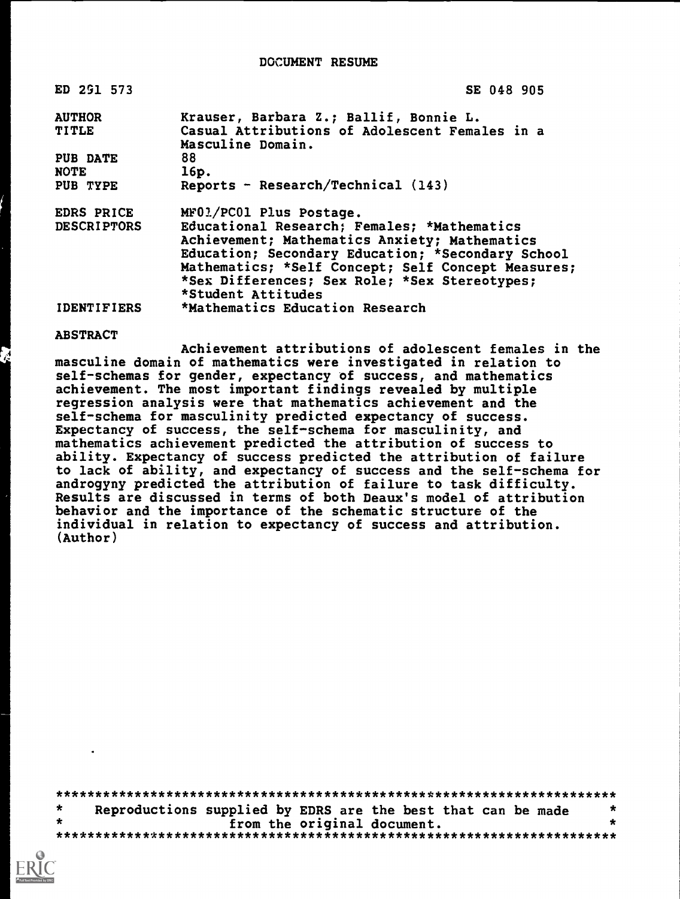DOCUMENT RESUME

ED 291 573 SE 048 905

| | |
|---|---|
| AUTHOR | Krauser, Barbara Z.; Ballif, Bonnie L. |
| TITLE | Casual Attributions of Adolescent Females in a Masculine Domain. |
| PUB DATE | 88 |
| NOTE | 16p. |
| PUB TYPE | Reports - Research/Technical (143) |
| EDRS PRICE | MF01/PC01 Plus Postage. |
| DESCRIPTORS | Educational Research; Females; *Mathematics Achievement; Mathematics Anxiety; Mathematics Education; Secondary Education; *Secondary School Mathematics; *Self Concept; Self Concept Measures; *Sex Differences; Sex Role; *Sex Stereotypes; *Student Attitudes |
| IDENTIFIERS | *Mathematics Education Research |

ABSTRACT

Achievement attributions of adolescent females in the masculine domain of mathematics were investigated in relation to self-schemas for gender, expectancy of success, and mathematics achievement. The most important findings revealed by multiple regression analysis were that mathematics achievement and the self-schema for masculinity predicted expectancy of success. Expectancy of success, the self-schema for masculinity, and mathematics achievement predicted the attribution of success to ability. Expectancy of success predicted the attribution of failure to lack of ability, and expectancy of success and the self-schema for androgyny predicted the attribution of failure to task difficulty. Results are discussed in terms of both Deaux's model of attribution behavior and the importance of the schematic structure of the individual in relation to expectancy of success and attribution. (Author)

***********************************************************************
* Reproductions supplied by EDRS are the best that can be made *
* from the original document. *
***********************************************************************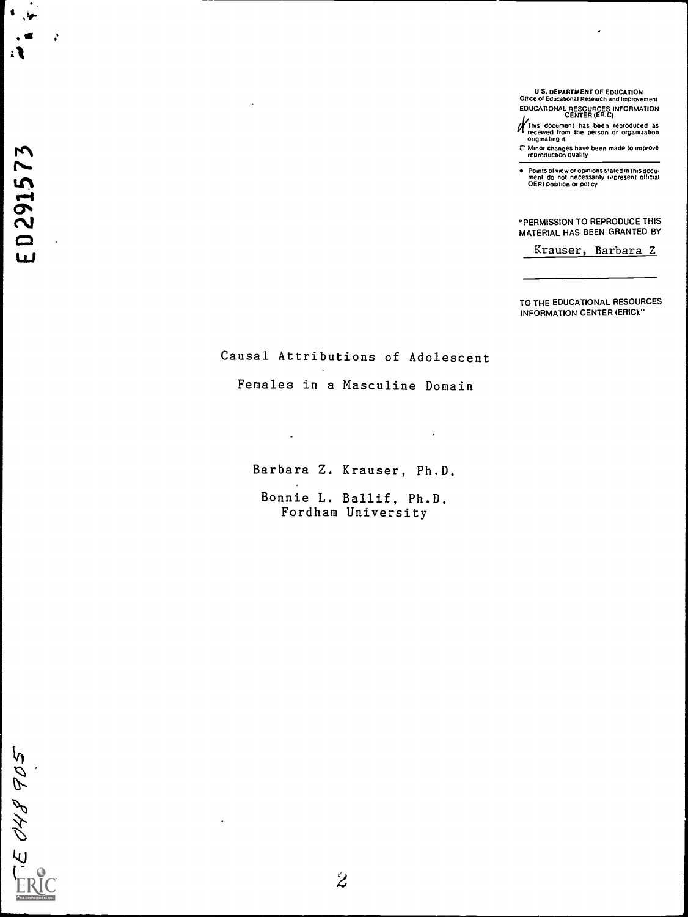U S. DEPARTMENT OF EDUCATION
Office of Educational Research and Improvement
EDUCATIONAL RESOURCES INFORMATION CENTER (ERIC)

This document has been reproduced as received from the person or organization originating it

Minor changes have been made to improve reproduction quality

- Points of view or opinions stated in this document do not necessarily represent official OERI position or policy

"PERMISSION TO REPRODUCE THIS MATERIAL HAS BEEN GRANTED BY

Krauser, Barbara Z

TO THE EDUCATIONAL RESOURCES INFORMATION CENTER (ERIC)."

ED291573

# Causal Attributions of Adolescent Females in a Masculine Domain

Barbara Z. Krauser, Ph.D.

Bonnie L. Ballif, Ph.D.
Fordham University

TE 048 905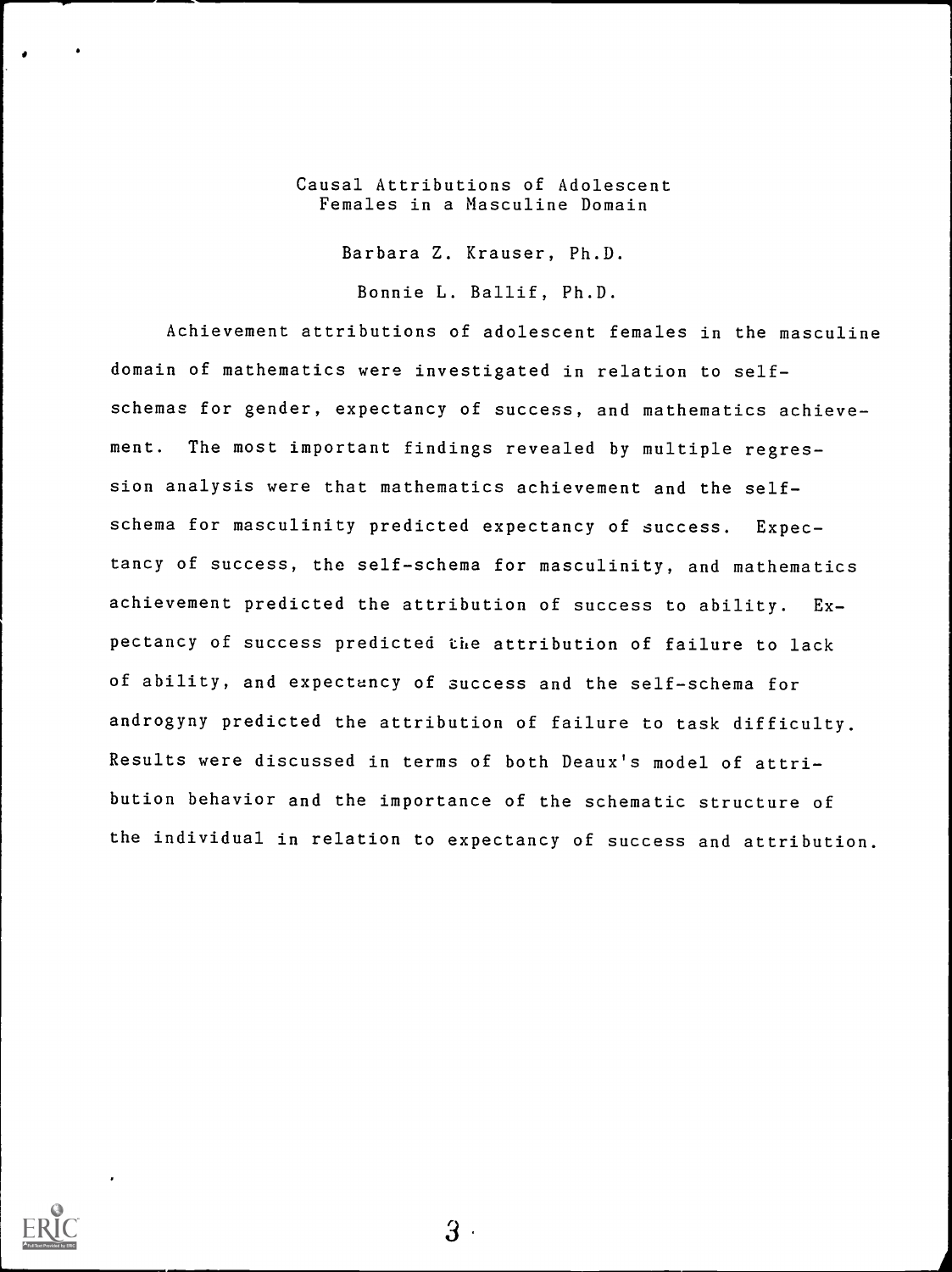Causal Attributions of Adolescent Females in a Masculine Domain

Barbara Z. Krauser, Ph.D.

Bonnie L. Ballif, Ph.D.

Achievement attributions of adolescent females in the masculine domain of mathematics were investigated in relation to self-schemas for gender, expectancy of success, and mathematics achievement. The most important findings revealed by multiple regression analysis were that mathematics achievement and the self-schema for masculinity predicted expectancy of success. Expectancy of success, the self-schema for masculinity, and mathematics achievement predicted the attribution of success to ability. Expectancy of success predicted the attribution of failure to lack of ability, and expectancy of success and the self-schema for androgyny predicted the attribution of failure to task difficulty. Results were discussed in terms of both Deaux's model of attribution behavior and the importance of the schematic structure of the individual in relation to expectancy of success and attribution.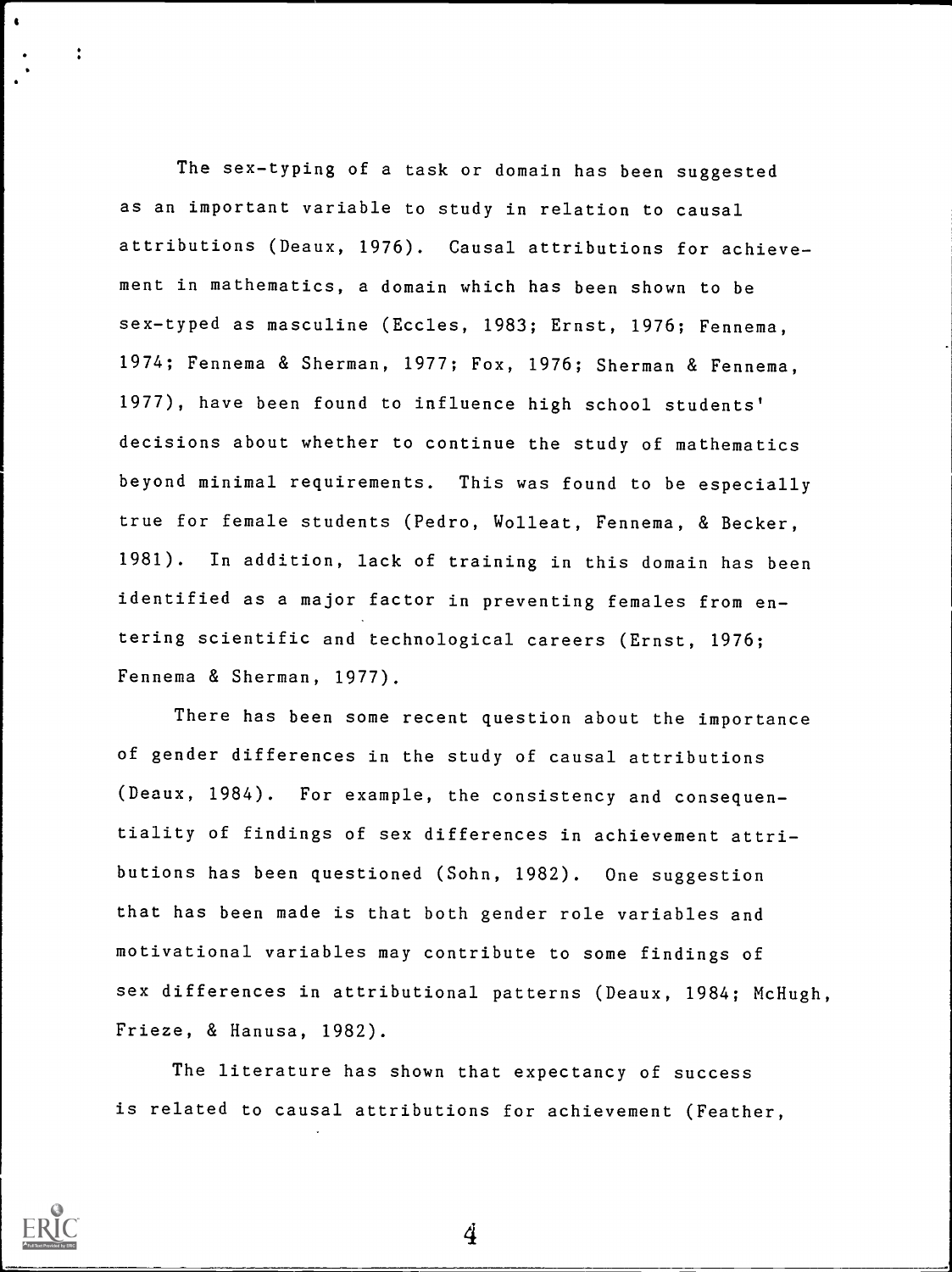The sex-typing of a task or domain has been suggested as an important variable to study in relation to causal attributions (Deaux, 1976). Causal attributions for achievement in mathematics, a domain which has been shown to be sex-typed as masculine (Eccles, 1983; Ernst, 1976; Fennema, 1974; Fennema & Sherman, 1977; Fox, 1976; Sherman & Fennema, 1977), have been found to influence high school students' decisions about whether to continue the study of mathematics beyond minimal requirements. This was found to be especially true for female students (Pedro, Wolleat, Fennema, & Becker, 1981). In addition, lack of training in this domain has been identified as a major factor in preventing females from entering scientific and technological careers (Ernst, 1976; Fennema & Sherman, 1977).

There has been some recent question about the importance of gender differences in the study of causal attributions (Deaux, 1984). For example, the consistency and consequentiality of findings of sex differences in achievement attributions has been questioned (Sohn, 1982). One suggestion that has been made is that both gender role variables and motivational variables may contribute to some findings of sex differences in attributional patterns (Deaux, 1984; McHugh, Frieze, & Hanusa, 1982).

The literature has shown that expectancy of success is related to causal attributions for achievement (Feather,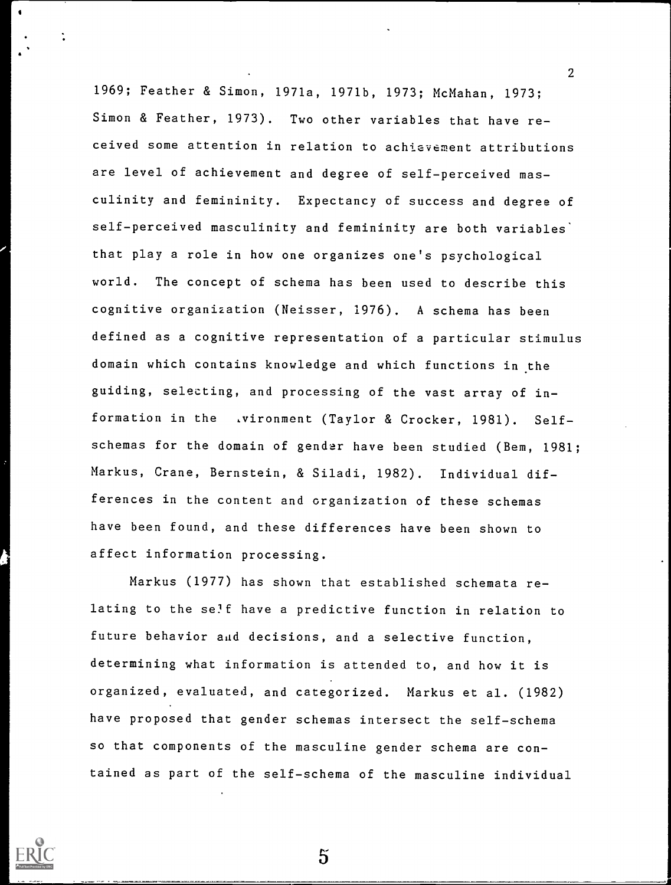1969; Feather & Simon, 1971a, 1971b, 1973; McMahan, 1973; Simon & Feather, 1973). Two other variables that have received some attention in relation to achievement attributions are level of achievement and degree of self-perceived masculinity and femininity. Expectancy of success and degree of self-perceived masculinity and femininity are both variables that play a role in how one organizes one's psychological world. The concept of schema has been used to describe this cognitive organization (Neisser, 1976). A schema has been defined as a cognitive representation of a particular stimulus domain which contains knowledge and which functions in the guiding, selecting, and processing of the vast array of information in the environment (Taylor & Crocker, 1981). Self-schemas for the domain of gender have been studied (Bem, 1981; Markus, Crane, Bernstein, & Siladi, 1982). Individual differences in the content and organization of these schemas have been found, and these differences have been shown to affect information processing.

Markus (1977) has shown that established schemata relating to the self have a predictive function in relation to future behavior and decisions, and a selective function, determining what information is attended to, and how it is organized, evaluated, and categorized. Markus et al. (1982) have proposed that gender schemas intersect the self-schema so that components of the masculine gender schema are contained as part of the self-schema of the masculine individual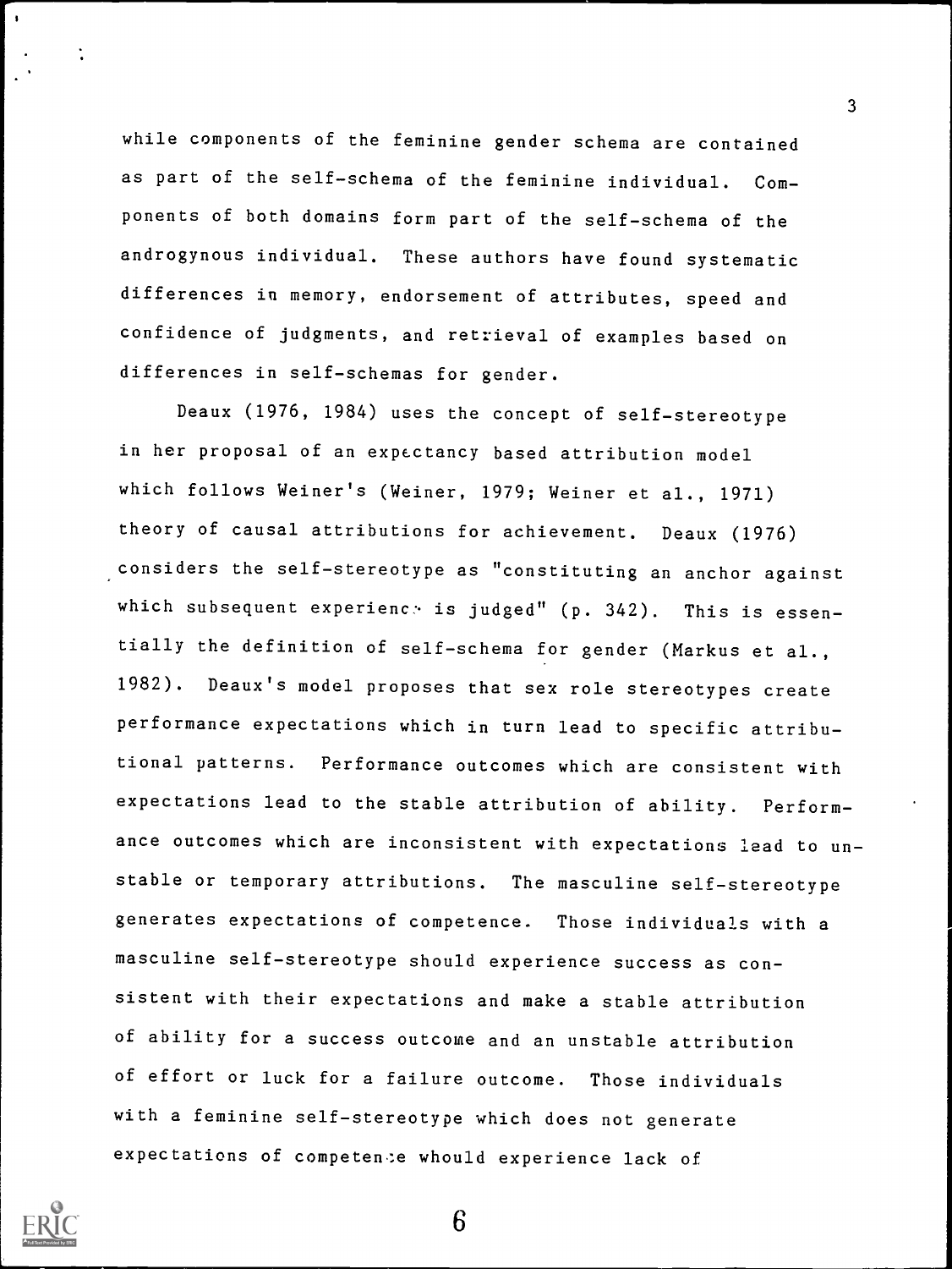while components of the feminine gender schema are contained as part of the self-schema of the feminine individual. Components of both domains form part of the self-schema of the androgynous individual. These authors have found systematic differences in memory, endorsement of attributes, speed and confidence of judgments, and retrieval of examples based on differences in self-schemas for gender.

Deaux (1976, 1984) uses the concept of self-stereotype in her proposal of an expectancy based attribution model which follows Weiner's (Weiner, 1979; Weiner et al., 1971) theory of causal attributions for achievement. Deaux (1976) considers the self-stereotype as "constituting an anchor against which subsequent experience is judged" (p. 342). This is essentially the definition of self-schema for gender (Markus et al., 1982). Deaux's model proposes that sex role stereotypes create performance expectations which in turn lead to specific attributional patterns. Performance outcomes which are consistent with expectations lead to the stable attribution of ability. Performance outcomes which are inconsistent with expectations lead to unstable or temporary attributions. The masculine self-stereotype generates expectations of competence. Those individuals with a masculine self-stereotype should experience success as consistent with their expectations and make a stable attribution of ability for a success outcome and an unstable attribution of effort or luck for a failure outcome. Those individuals with a feminine self-stereotype which does not generate expectations of competence whould experience lack of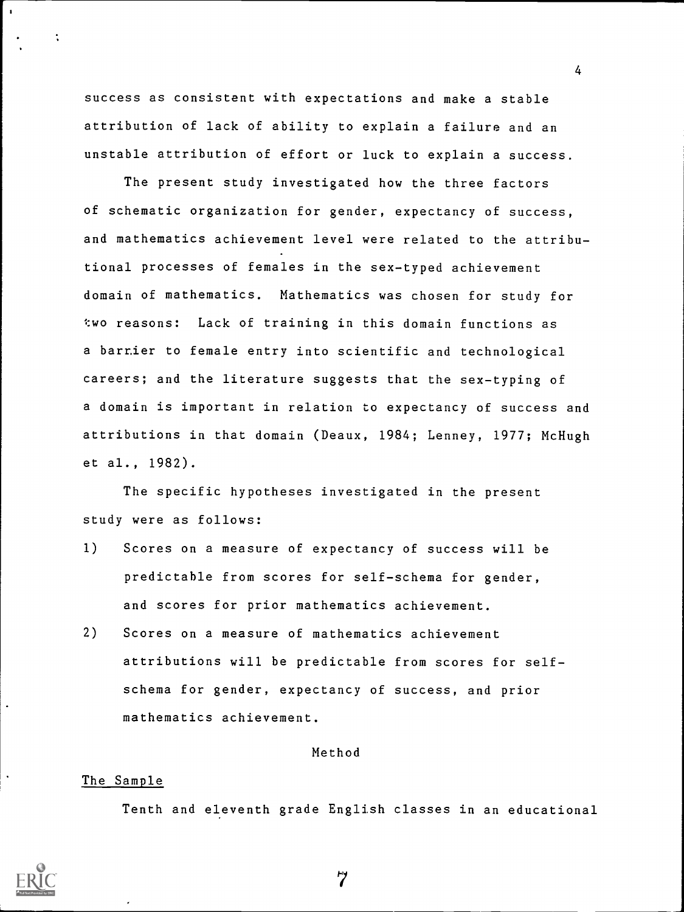success as consistent with expectations and make a stable attribution of lack of ability to explain a failure and an unstable attribution of effort or luck to explain a success.

The present study investigated how the three factors of schematic organization for gender, expectancy of success, and mathematics achievement level were related to the attributional processes of females in the sex-typed achievement domain of mathematics. Mathematics was chosen for study for two reasons: Lack of training in this domain functions as a barrier to female entry into scientific and technological careers; and the literature suggests that the sex-typing of a domain is important in relation to expectancy of success and attributions in that domain (Deaux, 1984; Lenney, 1977; McHugh et al., 1982).

The specific hypotheses investigated in the present study were as follows:

1) Scores on a measure of expectancy of success will be predictable from scores for self-schema for gender, and scores for prior mathematics achievement.
2) Scores on a measure of mathematics achievement attributions will be predictable from scores for self-schema for gender, expectancy of success, and prior mathematics achievement.

## Method

### The Sample

Tenth and eleventh grade English classes in an educational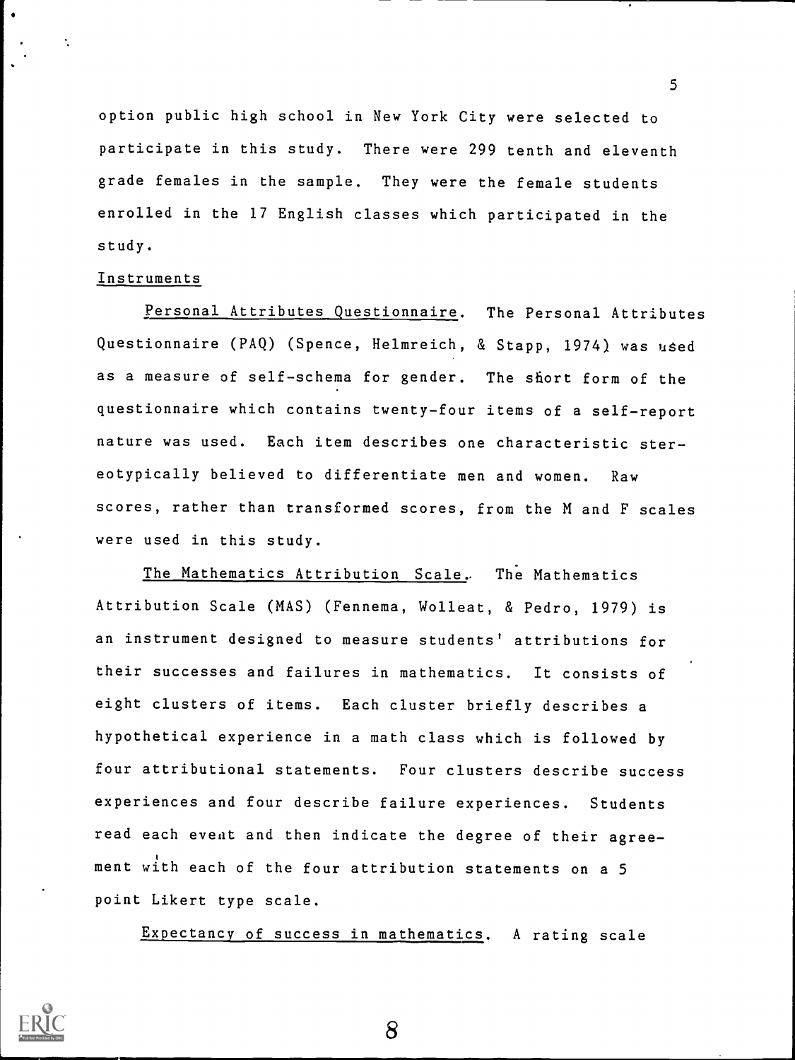option public high school in New York City were selected to participate in this study. There were 299 tenth and eleventh grade females in the sample. They were the female students enrolled in the 17 English classes which participated in the study.

## Instruments

Personal Attributes Questionnaire. The Personal Attributes Questionnaire (PAQ) (Spence, Helmreich, & Stapp, 1974) was used as a measure of self-schema for gender. The short form of the questionnaire which contains twenty-four items of a self-report nature was used. Each item describes one characteristic stereotypically believed to differentiate men and women. Raw scores, rather than transformed scores, from the M and F scales were used in this study.

The Mathematics Attribution Scale. The Mathematics Attribution Scale (MAS) (Fennema, Wolleat, & Pedro, 1979) is an instrument designed to measure students' attributions for their successes and failures in mathematics. It consists of eight clusters of items. Each cluster briefly describes a hypothetical experience in a math class which is followed by four attributional statements. Four clusters describe success experiences and four describe failure experiences. Students read each event and then indicate the degree of their agreement with each of the four attribution statements on a 5 point Likert type scale.

Expectancy of success in mathematics. A rating scale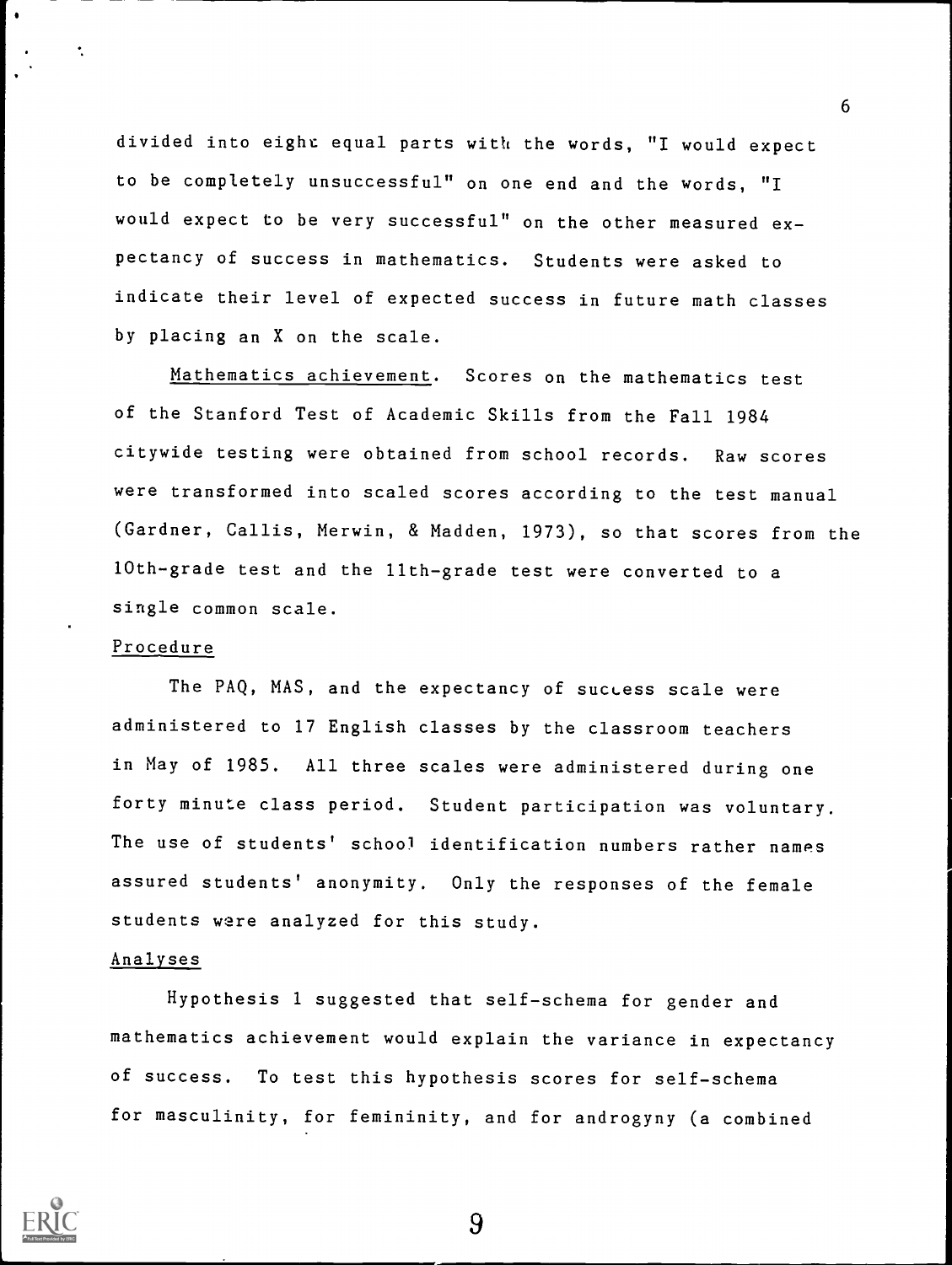divided into eight equal parts with the words, "I would expect to be completely unsuccessful" on one end and the words, "I would expect to be very successful" on the other measured expectancy of success in mathematics. Students were asked to indicate their level of expected success in future math classes by placing an X on the scale.

Mathematics achievement. Scores on the mathematics test of the Stanford Test of Academic Skills from the Fall 1984 citywide testing were obtained from school records. Raw scores were transformed into scaled scores according to the test manual (Gardner, Callis, Merwin, & Madden, 1973), so that scores from the 10th-grade test and the 11th-grade test were converted to a single common scale.

### Procedure

The PAQ, MAS, and the expectancy of success scale were administered to 17 English classes by the classroom teachers in May of 1985. All three scales were administered during one forty minute class period. Student participation was voluntary. The use of students' school identification numbers rather names assured students' anonymity. Only the responses of the female students were analyzed for this study.

### Analyses

Hypothesis 1 suggested that self-schema for gender and mathematics achievement would explain the variance in expectancy of success. To test this hypothesis scores for self-schema for masculinity, for femininity, and for androgyny (a combined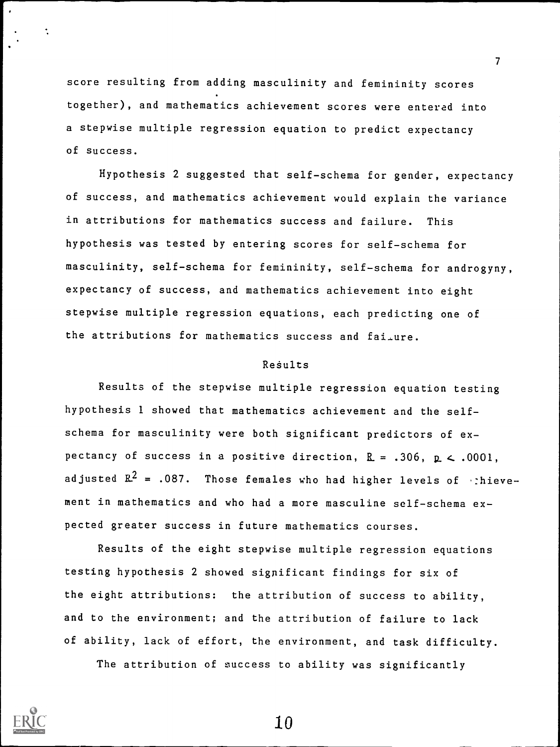score resulting from adding masculinity and femininity scores together), and mathematics achievement scores were entered into a stepwise multiple regression equation to predict expectancy of success.

Hypothesis 2 suggested that self-schema for gender, expectancy of success, and mathematics achievement would explain the variance in attributions for mathematics success and failure. This hypothesis was tested by entering scores for self-schema for masculinity, self-schema for femininity, self-schema for androgyny, expectancy of success, and mathematics achievement into eight stepwise multiple regression equations, each predicting one of the attributions for mathematics success and failure.

## Results

Results of the stepwise multiple regression equation testing hypothesis 1 showed that mathematics achievement and the self-schema for masculinity were both significant predictors of expectancy of success in a positive direction, $R = .306$, $p < .0001$, adjusted $R^2 = .087$. Those females who had higher levels of achievement in mathematics and who had a more masculine self-schema expected greater success in future mathematics courses.

Results of the eight stepwise multiple regression equations testing hypothesis 2 showed significant findings for six of the eight attributions: the attribution of success to ability, and to the environment; and the attribution of failure to lack of ability, lack of effort, the environment, and task difficulty.

The attribution of success to ability was significantly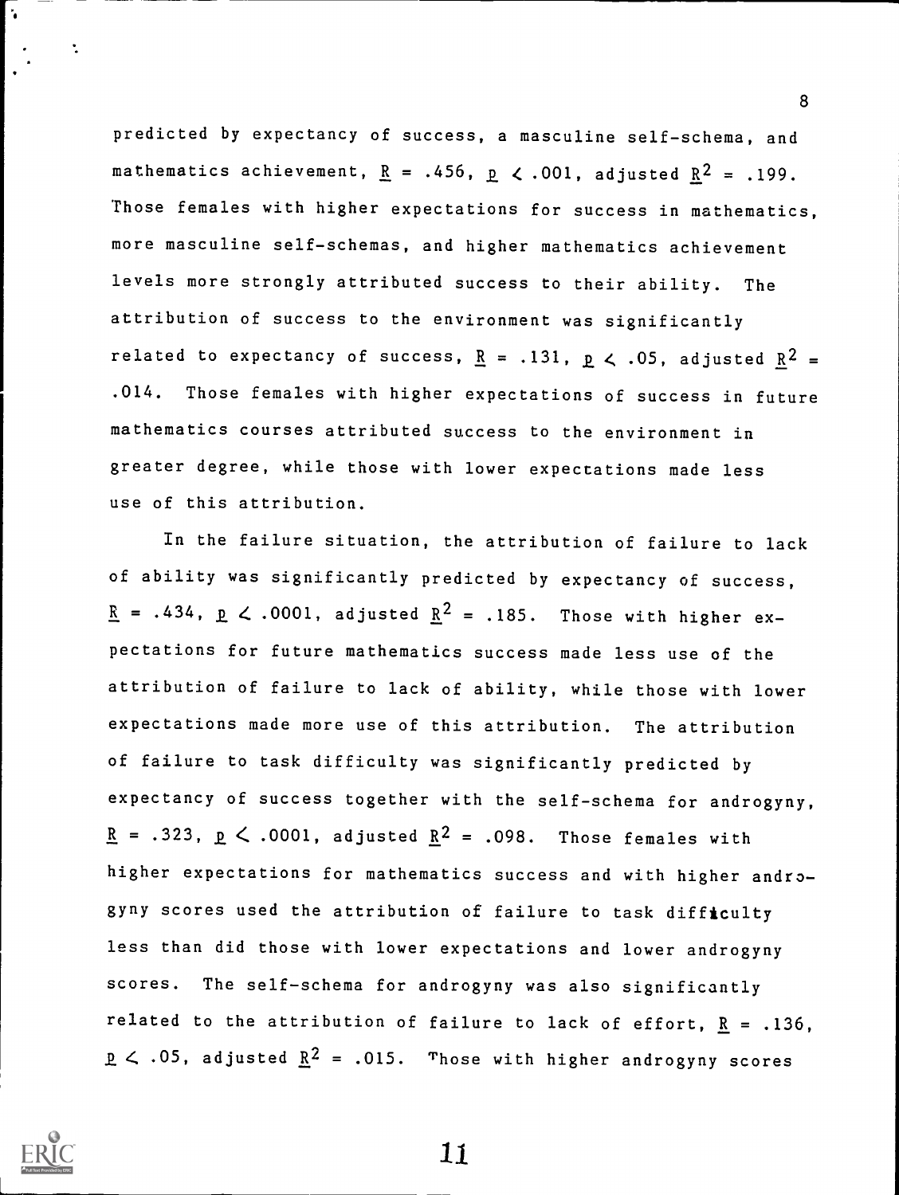predicted by expectancy of success, a masculine self-schema, and mathematics achievement, $R = .456$, $p < .001$, adjusted $R^2 = .199$. Those females with higher expectations for success in mathematics, more masculine self-schemas, and higher mathematics achievement levels more strongly attributed success to their ability. The attribution of success to the environment was significantly related to expectancy of success, $R = .131$, $p < .05$, adjusted $R^2 = .014$. Those females with higher expectations of success in future mathematics courses attributed success to the environment in greater degree, while those with lower expectations made less use of this attribution.

In the failure situation, the attribution of failure to lack of ability was significantly predicted by expectancy of success, $R = .434$, $p < .0001$, adjusted $R^2 = .185$. Those with higher expectations for future mathematics success made less use of the attribution of failure to lack of ability, while those with lower expectations made more use of this attribution. The attribution of failure to task difficulty was significantly predicted by expectancy of success together with the self-schema for androgyny, $R = .323$, $p < .0001$, adjusted $R^2 = .098$. Those females with higher expectations for mathematics success and with higher androgyny scores used the attribution of failure to task difficulty less than did those with lower expectations and lower androgyny scores. The self-schema for androgyny was also significantly related to the attribution of failure to lack of effort, $R = .136$, $p < .05$, adjusted $R^2 = .015$. Those with higher androgyny scores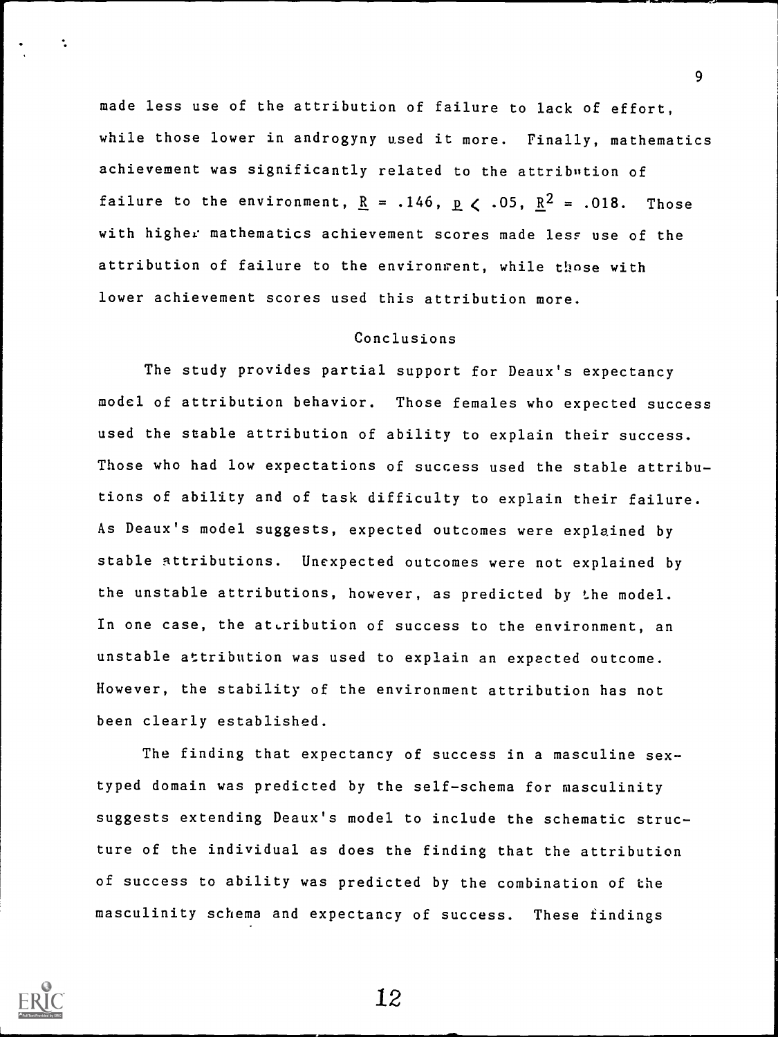made less use of the attribution of failure to lack of effort, while those lower in androgyny used it more. Finally, mathematics achievement was significantly related to the attribution of failure to the environment, $R = .146$, $p < .05$, $R^2 = .018$. Those with higher mathematics achievement scores made less use of the attribution of failure to the environment, while those with lower achievement scores used this attribution more.

## Conclusions

The study provides partial support for Deaux's expectancy model of attribution behavior. Those females who expected success used the stable attribution of ability to explain their success. Those who had low expectations of success used the stable attributions of ability and of task difficulty to explain their failure. As Deaux's model suggests, expected outcomes were explained by stable attributions. Unexpected outcomes were not explained by the unstable attributions, however, as predicted by the model. In one case, the attribution of success to the environment, an unstable attribution was used to explain an expected outcome. However, the stability of the environment attribution has not been clearly established.

The finding that expectancy of success in a masculine sex-typed domain was predicted by the self-schema for masculinity suggests extending Deaux's model to include the schematic structure of the individual as does the finding that the attribution of success to ability was predicted by the combination of the masculinity schema and expectancy of success. These findings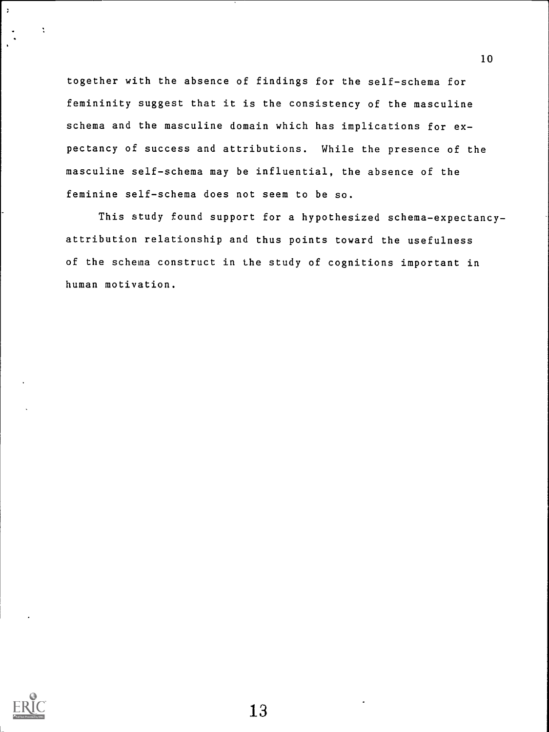together with the absence of findings for the self-schema for femininity suggest that it is the consistency of the masculine schema and the masculine domain which has implications for expectancy of success and attributions. While the presence of the masculine self-schema may be influential, the absence of the feminine self-schema does not seem to be so.

This study found support for a hypothesized schema-expectancy-attribution relationship and thus points toward the usefulness of the schema construct in the study of cognitions important in human motivation.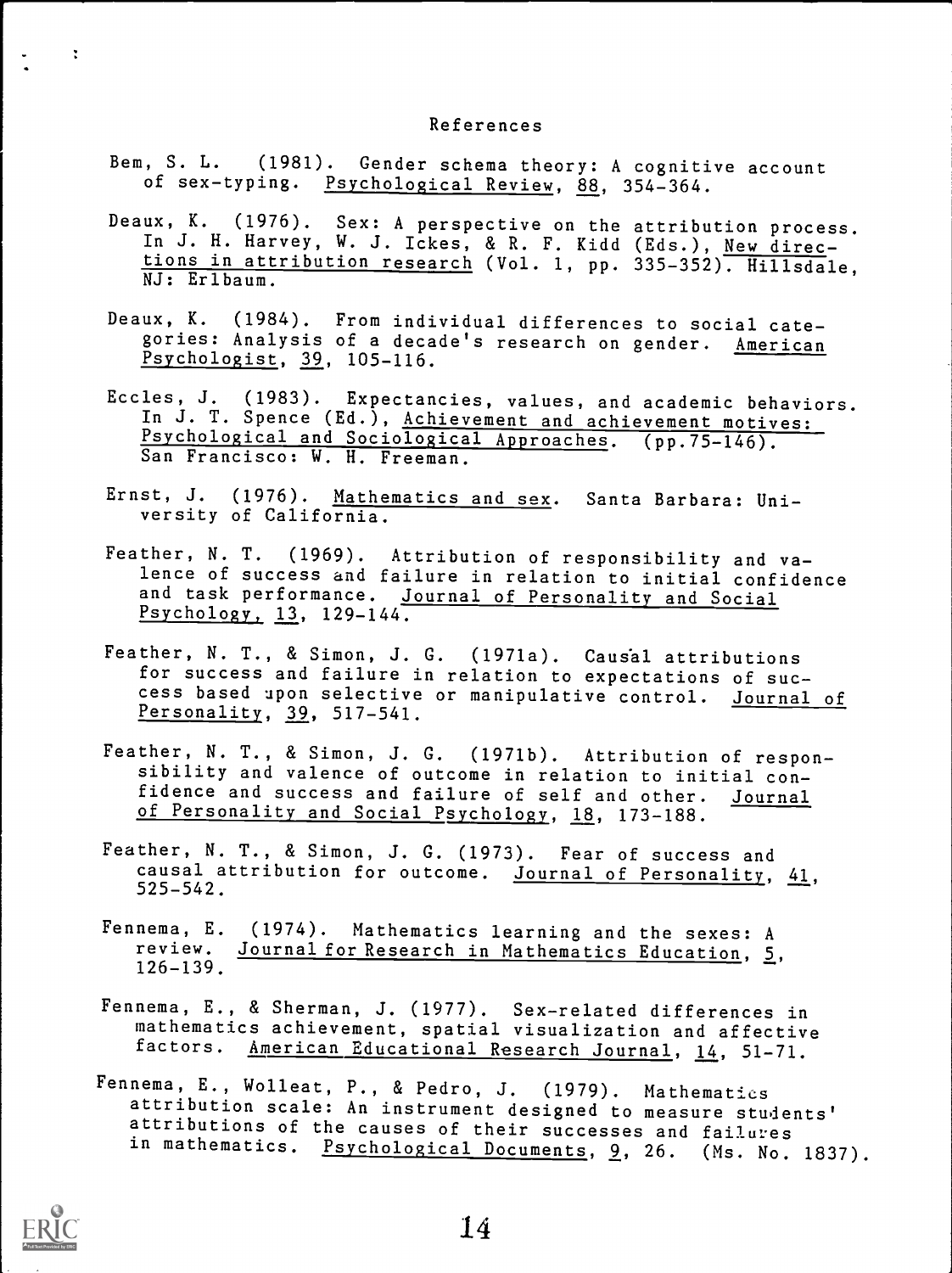## References

Bem, S. L. (1981). Gender schema theory: A cognitive account of sex-typing. *Psychological Review*, *88*, 354-364.

Deaux, K. (1976). Sex: A perspective on the attribution process. In J. H. Harvey, W. J. Ickes, & R. F. Kidd (Eds.), *New directions in attribution research* (Vol. 1, pp. 335-352). Hillsdale, NJ: Erlbaum.

Deaux, K. (1984). From individual differences to social categories: Analysis of a decade's research on gender. *American Psychologist*, *39*, 105-116.

Eccles, J. (1983). Expectancies, values, and academic behaviors. In J. T. Spence (Ed.), *Achievement and achievement motives: Psychological and Sociological Approaches*. (pp.75-146). San Francisco: W. H. Freeman.

Ernst, J. (1976). *Mathematics and sex*. Santa Barbara: University of California.

Feather, N. T. (1969). Attribution of responsibility and valence of success and failure in relation to initial confidence and task performance. *Journal of Personality and Social Psychology*, *13*, 129-144.

Feather, N. T., & Simon, J. G. (1971a). Causal attributions for success and failure in relation to expectations of success based upon selective or manipulative control. *Journal of Personality*, *39*, 517-541.

Feather, N. T., & Simon, J. G. (1971b). Attribution of responsibility and valence of outcome in relation to initial confidence and success and failure of self and other. *Journal of Personality and Social Psychology*, *18*, 173-188.

Feather, N. T., & Simon, J. G. (1973). Fear of success and causal attribution for outcome. *Journal of Personality*, *41*, 525-542.

Fennema, E. (1974). Mathematics learning and the sexes: A review. *Journal for Research in Mathematics Education*, *5*, 126-139.

Fennema, E., & Sherman, J. (1977). Sex-related differences in mathematics achievement, spatial visualization and affective factors. *American Educational Research Journal*, *14*, 51-71.

Fennema, E., Wolleat, P., & Pedro, J. (1979). Mathematics attribution scale: An instrument designed to measure students' attributions of the causes of their successes and failures in mathematics. *Psychological Documents*, *9*, 26. (Ms. No. 1837).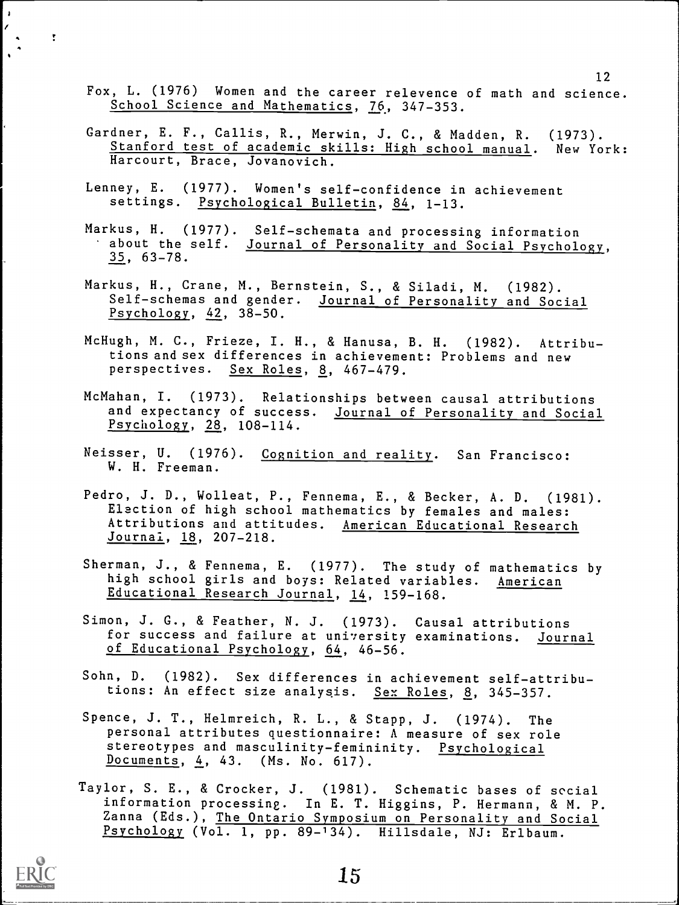Fox, L. (1976) Women and the career relevence of math and science. School Science and Mathematics, 76, 347-353.

Gardner, E. F., Callis, R., Merwin, J. C., & Madden, R. (1973). Stanford test of academic skills: High school manual. New York: Harcourt, Brace, Jovanovich.

Lenney, E. (1977). Women's self-confidence in achievement settings. Psychological Bulletin, 84, 1-13.

Markus, H. (1977). Self-schemata and processing information about the self. Journal of Personality and Social Psychology, 35, 63-78.

Markus, H., Crane, M., Bernstein, S., & Siladi, M. (1982). Self-schemas and gender. Journal of Personality and Social Psychology, 42, 38-50.

McHugh, M. C., Frieze, I. H., & Hanusa, B. H. (1982). Attributions and sex differences in achievement: Problems and new perspectives. Sex Roles, 8, 467-479.

McMahan, I. (1973). Relationships between causal attributions and expectancy of success. Journal of Personality and Social Psychology, 28, 108-114.

Neisser, U. (1976). Cognition and reality. San Francisco: W. H. Freeman.

Pedro, J. D., Wolleat, P., Fennema, E., & Becker, A. D. (1981). Election of high school mathematics by females and males: Attributions and attitudes. American Educational Research Journal, 18, 207-218.

Sherman, J., & Fennema, E. (1977). The study of mathematics by high school girls and boys: Related variables. American Educational Research Journal, 14, 159-168.

Simon, J. G., & Feather, N. J. (1973). Causal attributions for success and failure at university examinations. Journal of Educational Psychology, 64, 46-56.

Sohn, D. (1982). Sex differences in achievement self-attributions: An effect size analysis. Sex Roles, 8, 345-357.

Spence, J. T., Helmreich, R. L., & Stapp, J. (1974). The personal attributes questionnaire: A measure of sex role stereotypes and masculinity-femininity. Psychological Documents, 4, 43. (Ms. No. 617).

Taylor, S. E., & Crocker, J. (1981). Schematic bases of social information processing. In E. T. Higgins, P. Hermann, & M. P. Zanna (Eds.), The Ontario Symposium on Personality and Social Psychology (Vol. 1, pp. 89-134). Hillsdale, NJ: Erlbaum.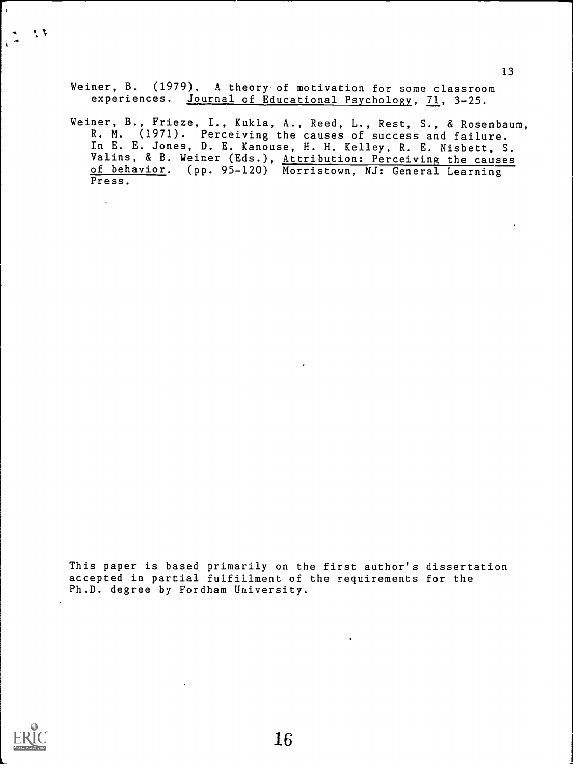Weiner, B. (1979). A theory of motivation for some classroom experiences. _Journal of Educational Psychology, 71_, 3-25.

Weiner, B., Frieze, I., Kukla, A., Reed, L., Rest, S., & Rosenbaum, R. M. (1971). Perceiving the causes of success and failure. In E. E. Jones, D. E. Kanouse, H. H. Kelley, R. E. Nisbett, S. Valins, & B. Weiner (Eds.), _Attribution: Perceiving the causes of behavior_. (pp. 95-120) Morristown, NJ: General Learning Press.

This paper is based primarily on the first author's dissertation accepted in partial fulfillment of the requirements for the Ph.D. degree by Fordham University.